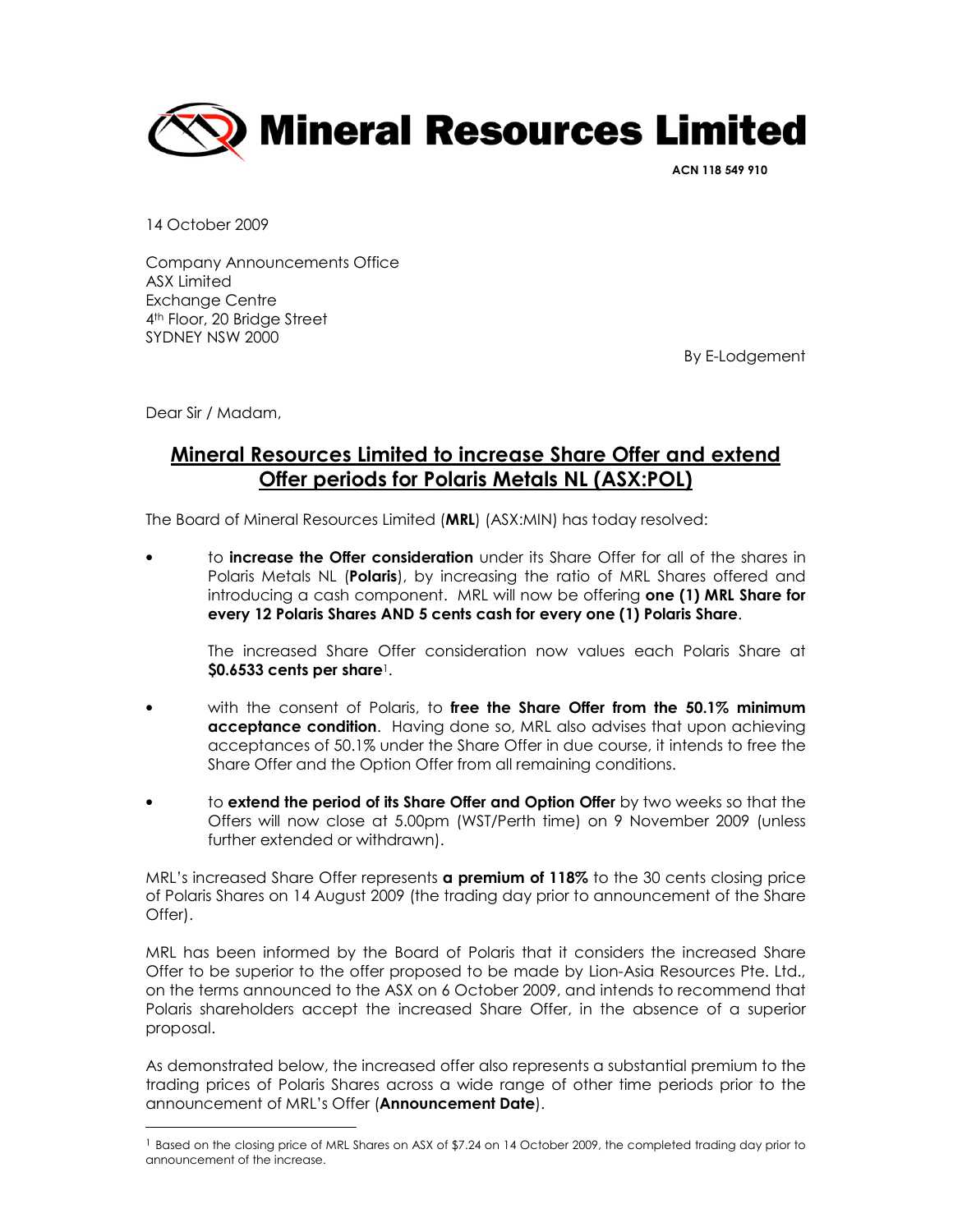# Mineral Resources Limited

**ACN 118 549 910**

14 October 2009

Company Announcements Office
ASX Limited
Exchange Centre
4th Floor, 20 Bridge Street
SYDNEY NSW 2000

By E-Lodgement

Dear Sir / Madam,

## Mineral Resources Limited to increase Share Offer and extend Offer periods for Polaris Metals NL (ASX:POL)

The Board of Mineral Resources Limited (**MRL**) (ASX:MIN) has today resolved:

- to **increase the Offer consideration** under its Share Offer for all of the shares in Polaris Metals NL (**Polaris**), by increasing the ratio of MRL Shares offered and introducing a cash component. MRL will now be offering **one (1) MRL Share for every 12 Polaris Shares AND 5 cents cash for every one (1) Polaris Share**.

  The increased Share Offer consideration now values each Polaris Share at **$0.6533 cents per share**[1].

- with the consent of Polaris, to **free the Share Offer from the 50.1% minimum acceptance condition**. Having done so, MRL also advises that upon achieving acceptances of 50.1% under the Share Offer in due course, it intends to free the Share Offer and the Option Offer from all remaining conditions.

- to **extend the period of its Share Offer and Option Offer** by two weeks so that the Offers will now close at 5.00pm (WST/Perth time) on 9 November 2009 (unless further extended or withdrawn).

MRL's increased Share Offer represents **a premium of 118%** to the 30 cents closing price of Polaris Shares on 14 August 2009 (the trading day prior to announcement of the Share Offer).

MRL has been informed by the Board of Polaris that it considers the increased Share Offer to be superior to the offer proposed to be made by Lion-Asia Resources Pte. Ltd., on the terms announced to the ASX on 6 October 2009, and intends to recommend that Polaris shareholders accept the increased Share Offer, in the absence of a superior proposal.

As demonstrated below, the increased offer also represents a substantial premium to the trading prices of Polaris Shares across a wide range of other time periods prior to the announcement of MRL's Offer (**Announcement Date**).

---

[1] Based on the closing price of MRL Shares on ASX of $7.24 on 14 October 2009, the completed trading day prior to announcement of the increase.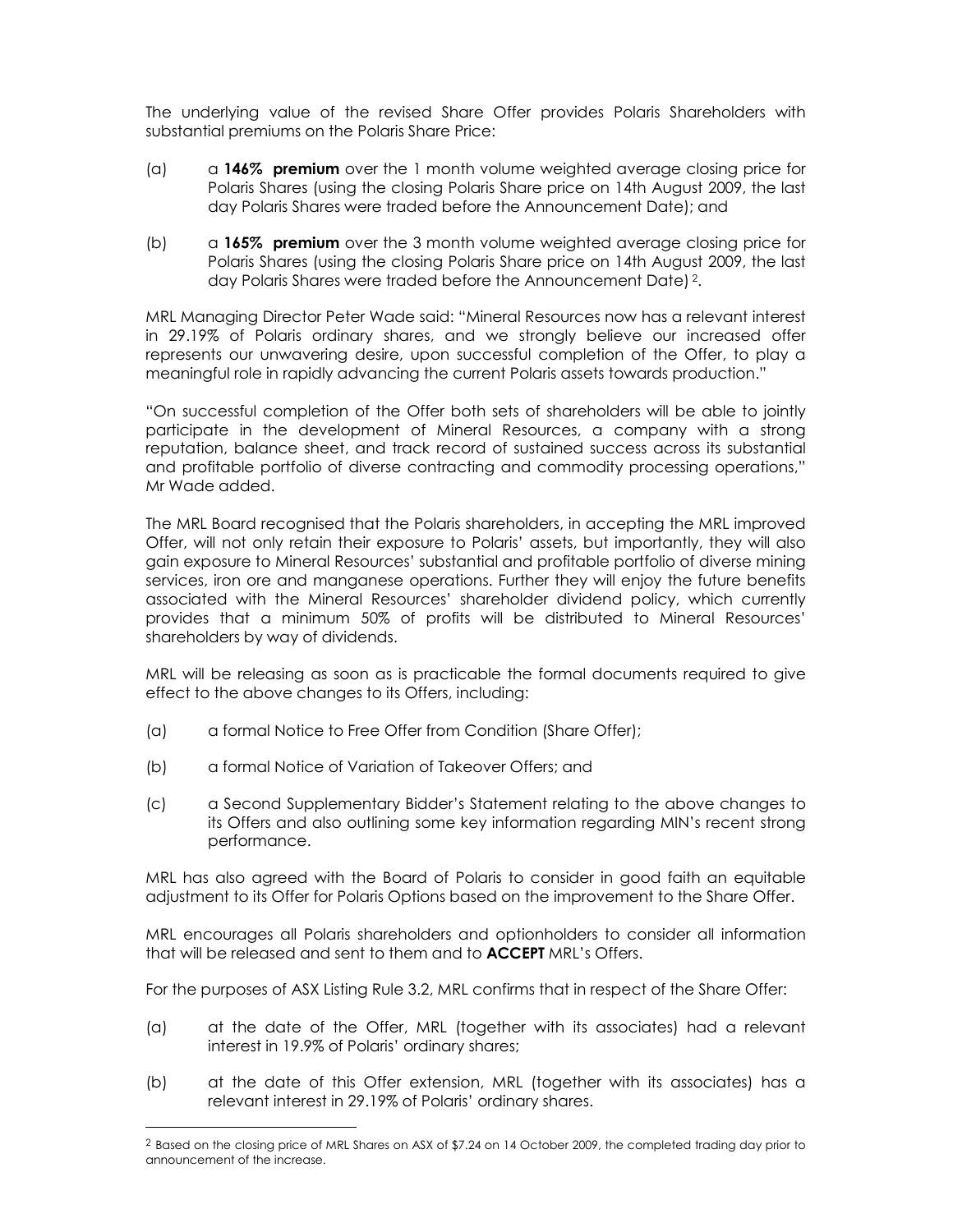The underlying value of the revised Share Offer provides Polaris Shareholders with substantial premiums on the Polaris Share Price:

(a) a **146% premium** over the 1 month volume weighted average closing price for Polaris Shares (using the closing Polaris Share price on 14th August 2009, the last day Polaris Shares were traded before the Announcement Date); and

(b) a **165% premium** over the 3 month volume weighted average closing price for Polaris Shares (using the closing Polaris Share price on 14th August 2009, the last day Polaris Shares were traded before the Announcement Date) [2].

MRL Managing Director Peter Wade said: "Mineral Resources now has a relevant interest in 29.19% of Polaris ordinary shares, and we strongly believe our increased offer represents our unwavering desire, upon successful completion of the Offer, to play a meaningful role in rapidly advancing the current Polaris assets towards production."

"On successful completion of the Offer both sets of shareholders will be able to jointly participate in the development of Mineral Resources, a company with a strong reputation, balance sheet, and track record of sustained success across its substantial and profitable portfolio of diverse contracting and commodity processing operations," Mr Wade added.

The MRL Board recognised that the Polaris shareholders, in accepting the MRL improved Offer, will not only retain their exposure to Polaris' assets, but importantly, they will also gain exposure to Mineral Resources' substantial and profitable portfolio of diverse mining services, iron ore and manganese operations. Further they will enjoy the future benefits associated with the Mineral Resources' shareholder dividend policy, which currently provides that a minimum 50% of profits will be distributed to Mineral Resources' shareholders by way of dividends.

MRL will be releasing as soon as is practicable the formal documents required to give effect to the above changes to its Offers, including:

(a) a formal Notice to Free Offer from Condition (Share Offer);

(b) a formal Notice of Variation of Takeover Offers; and

(c) a Second Supplementary Bidder's Statement relating to the above changes to its Offers and also outlining some key information regarding MIN's recent strong performance.

MRL has also agreed with the Board of Polaris to consider in good faith an equitable adjustment to its Offer for Polaris Options based on the improvement to the Share Offer.

MRL encourages all Polaris shareholders and optionholders to consider all information that will be released and sent to them and to **ACCEPT** MRL's Offers.

For the purposes of ASX Listing Rule 3.2, MRL confirms that in respect of the Share Offer:

(a) at the date of the Offer, MRL (together with its associates) had a relevant interest in 19.9% of Polaris' ordinary shares;

(b) at the date of this Offer extension, MRL (together with its associates) has a relevant interest in 29.19% of Polaris' ordinary shares.

---

[2] Based on the closing price of MRL Shares on ASX of $7.24 on 14 October 2009, the completed trading day prior to announcement of the increase.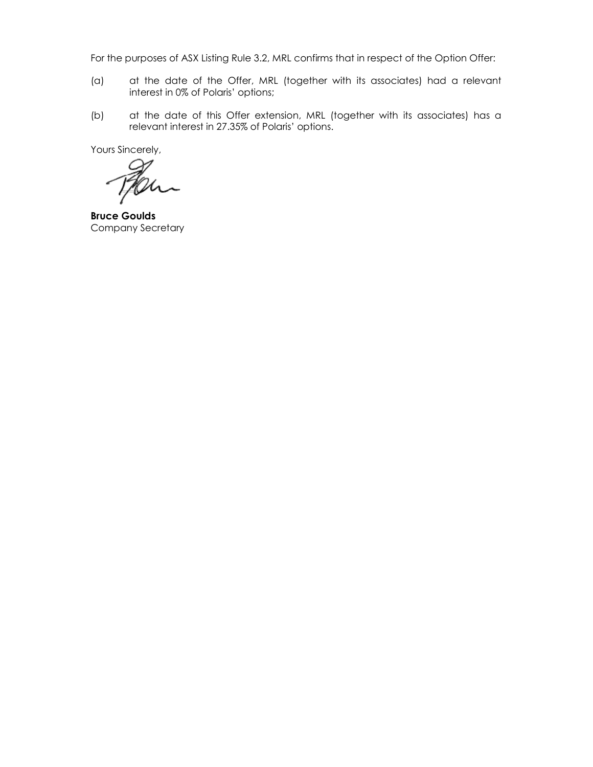For the purposes of ASX Listing Rule 3.2, MRL confirms that in respect of the Option Offer:

(a) at the date of the Offer, MRL (together with its associates) had a relevant interest in 0% of Polaris' options;

(b) at the date of this Offer extension, MRL (together with its associates) has a relevant interest in 27.35% of Polaris' options.

Yours Sincerely,

**Bruce Goulds**
Company Secretary